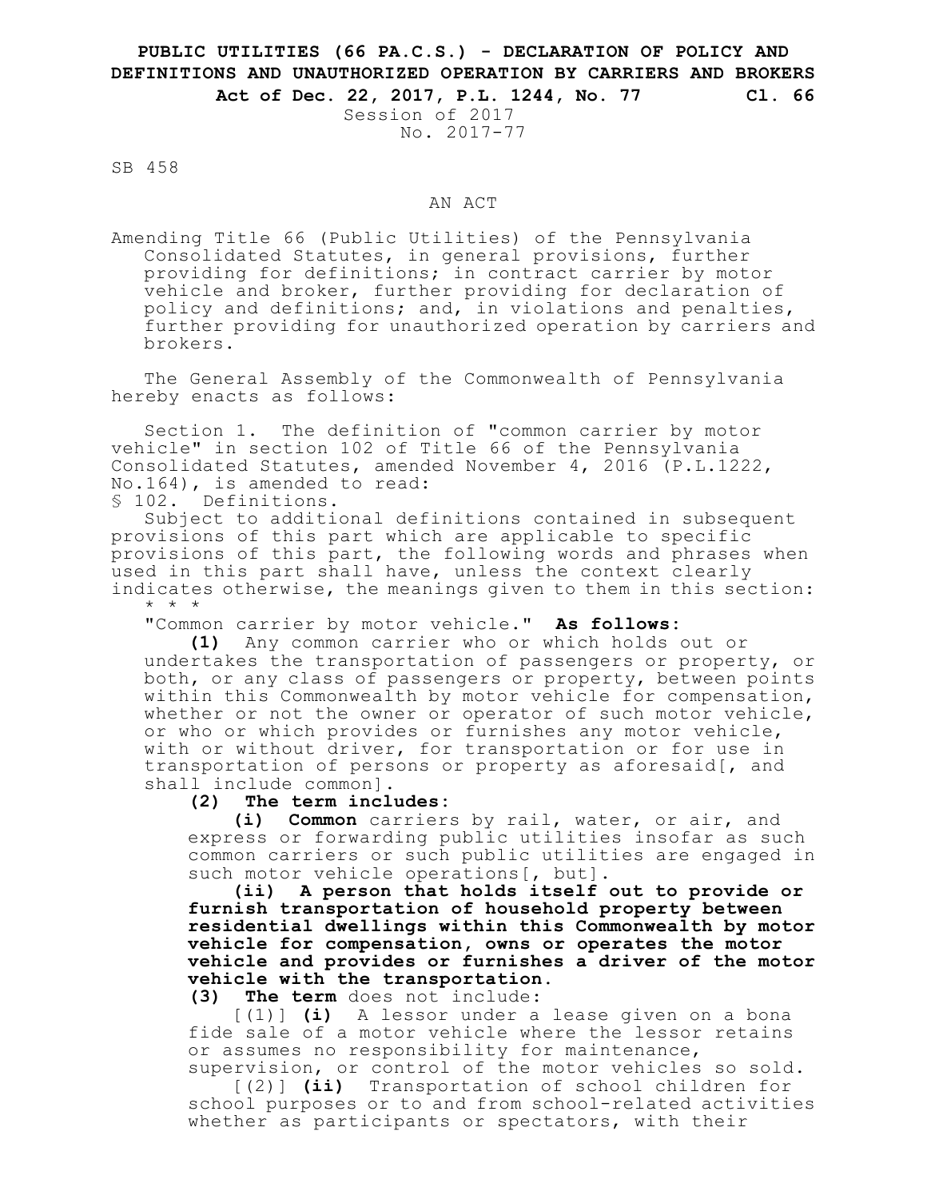**PUBLIC UTILITIES (66 PA.C.S.) - DECLARATION OF POLICY AND DEFINITIONS AND UNAUTHORIZED OPERATION BY CARRIERS AND BROKERS**

**Act of Dec. 22, 2017, P.L. 1244, No. 77 Cl. 66**

Session of 2017

No. 2017-77

SB 458

AN ACT

Amending Title 66 (Public Utilities) of the Pennsylvania Consolidated Statutes, in general provisions, further providing for definitions; in contract carrier by motor vehicle and broker, further providing for declaration of policy and definitions; and, in violations and penalties, further providing for unauthorized operation by carriers and brokers.

The General Assembly of the Commonwealth of Pennsylvania hereby enacts as follows:

Section 1. The definition of "common carrier by motor vehicle" in section 102 of Title 66 of the Pennsylvania Consolidated Statutes, amended November 4, 2016 (P.L.1222, No.164), is amended to read:

§ 102. Definitions.

Subject to additional definitions contained in subsequent provisions of this part which are applicable to specific provisions of this part, the following words and phrases when used in this part shall have, unless the context clearly indicates otherwise, the meanings given to them in this section:

\* \* \*

"Common carrier by motor vehicle." **As follows:**

**(1)** Any common carrier who or which holds out or undertakes the transportation of passengers or property, or both, or any class of passengers or property, between points within this Commonwealth by motor vehicle for compensation, whether or not the owner or operator of such motor vehicle, or who or which provides or furnishes any motor vehicle, with or without driver, for transportation or for use in transportation of persons or property as aforesaid[, and shall include common].

**(2) The term includes:**

**(i) Common** carriers by rail, water, or air, and express or forwarding public utilities insofar as such common carriers or such public utilities are engaged in such motor vehicle operations[, but].

**(ii) A person that holds itself out to provide or furnish transportation of household property between residential dwellings within this Commonwealth by motor vehicle for compensation, owns or operates the motor vehicle and provides or furnishes a driver of the motor vehicle with the transportation.**

**(3) The term** does not include:

[(1)] **(i)** A lessor under a lease given on a bona fide sale of a motor vehicle where the lessor retains or assumes no responsibility for maintenance, supervision, or control of the motor vehicles so sold.

[(2)] **(ii)** Transportation of school children for school purposes or to and from school-related activities whether as participants or spectators, with their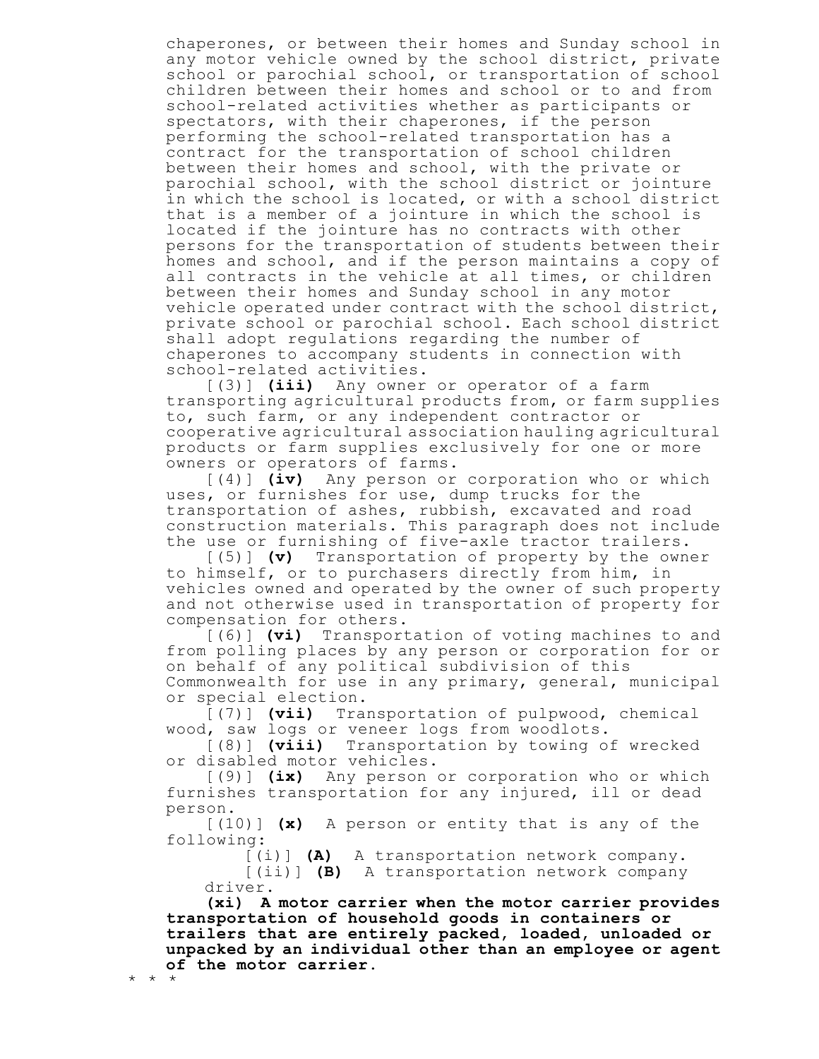chaperones, or between their homes and Sunday school in any motor vehicle owned by the school district, private school or parochial school, or transportation of school children between their homes and school or to and from school-related activities whether as participants or spectators, with their chaperones, if the person performing the school-related transportation has a contract for the transportation of school children between their homes and school, with the private or parochial school, with the school district or jointure in which the school is located, or with a school district that is a member of a jointure in which the school is located if the jointure has no contracts with other persons for the transportation of students between their homes and school, and if the person maintains a copy of all contracts in the vehicle at all times, or children between their homes and Sunday school in any motor vehicle operated under contract with the school district, private school or parochial school. Each school district shall adopt regulations regarding the number of chaperones to accompany students in connection with school-related activities.

[(3)] **(iii)** Any owner or operator of a farm transporting agricultural products from, or farm supplies to, such farm, or any independent contractor or cooperative agricultural association hauling agricultural products or farm supplies exclusively for one or more owners or operators of farms.

[(4)] **(iv)** Any person or corporation who or which uses, or furnishes for use, dump trucks for the transportation of ashes, rubbish, excavated and road construction materials. This paragraph does not include the use or furnishing of five-axle tractor trailers.

[(5)] **(v)** Transportation of property by the owner to himself, or to purchasers directly from him, in vehicles owned and operated by the owner of such property and not otherwise used in transportation of property for compensation for others.

[(6)] **(vi)** Transportation of voting machines to and from polling places by any person or corporation for or on behalf of any political subdivision of this Commonwealth for use in any primary, general, municipal or special election.

[(7)] **(vii)** Transportation of pulpwood, chemical wood, saw logs or veneer logs from woodlots.

[(8)] **(viii)** Transportation by towing of wrecked or disabled motor vehicles.

[(9)] **(ix)** Any person or corporation who or which furnishes transportation for any injured, ill or dead person.

[(10)] **(x)** A person or entity that is any of the following:

[(i)] **(A)** A transportation network company.

[(ii)] **(B)** A transportation network company driver.

**(xi) A motor carrier when the motor carrier provides transportation of household goods in containers or trailers that are entirely packed, loaded, unloaded or unpacked by an individual other than an employee or agent of the motor carrier.**

\* \* \*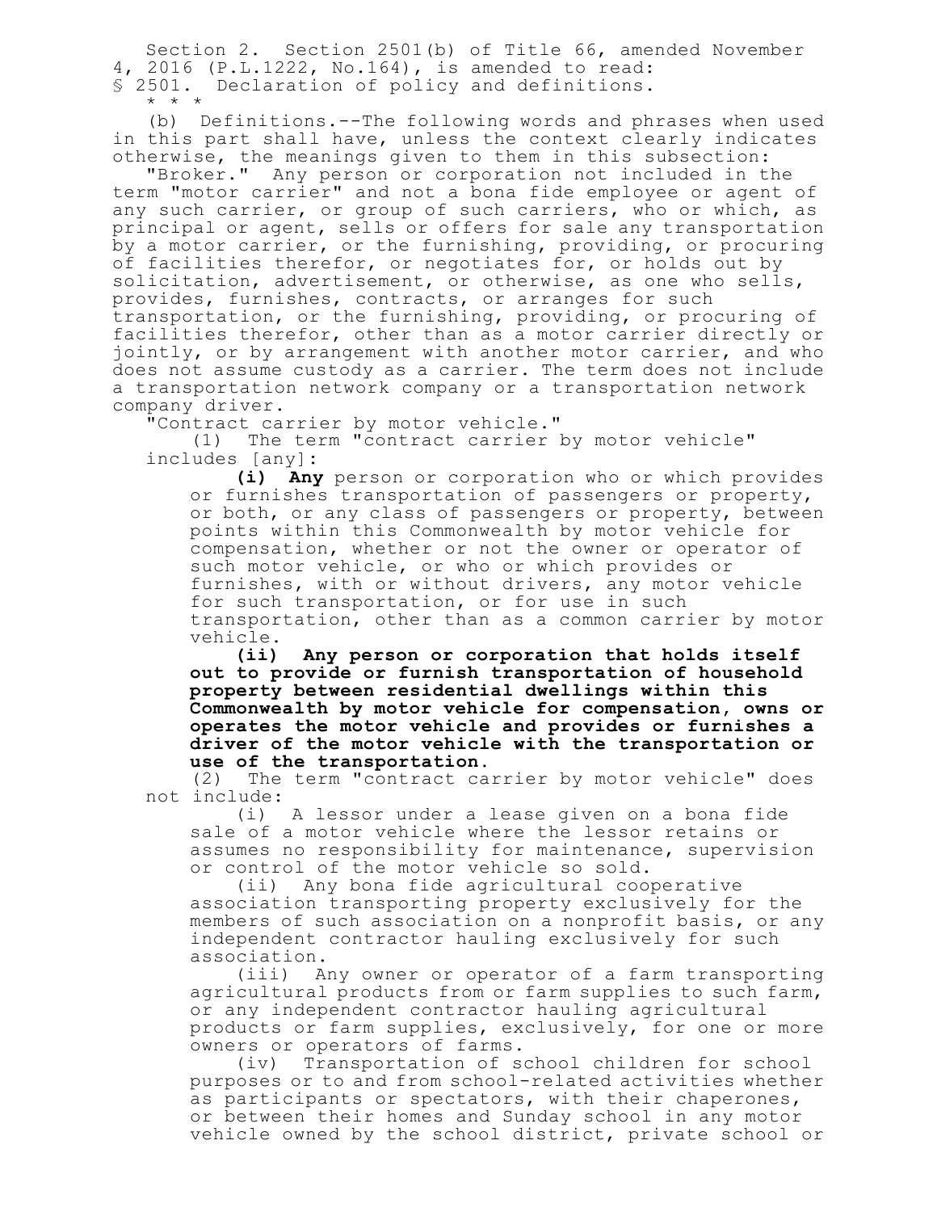Section 2. Section 2501(b) of Title 66, amended November 4, 2016 (P.L.1222, No.164), is amended to read:

§ 2501. Declaration of policy and definitions.

\* \* \*

(b) Definitions.--The following words and phrases when used in this part shall have, unless the context clearly indicates otherwise, the meanings given to them in this subsection:

"Broker." Any person or corporation not included in the term "motor carrier" and not a bona fide employee or agent of any such carrier, or group of such carriers, who or which, as principal or agent, sells or offers for sale any transportation by a motor carrier, or the furnishing, providing, or procuring of facilities therefor, or negotiates for, or holds out by solicitation, advertisement, or otherwise, as one who sells, provides, furnishes, contracts, or arranges for such transportation, or the furnishing, providing, or procuring of facilities therefor, other than as a motor carrier directly or jointly, or by arrangement with another motor carrier, and who does not assume custody as a carrier. The term does not include a transportation network company or a transportation network company driver.

"Contract carrier by motor vehicle."

(1) The term "contract carrier by motor vehicle" includes [any]:

**(i) Any** person or corporation who or which provides or furnishes transportation of passengers or property, or both, or any class of passengers or property, between points within this Commonwealth by motor vehicle for compensation, whether or not the owner or operator of such motor vehicle, or who or which provides or furnishes, with or without drivers, any motor vehicle for such transportation, or for use in such transportation, other than as a common carrier by motor vehicle.

**(ii) Any person or corporation that holds itself out to provide or furnish transportation of household property between residential dwellings within this Commonwealth by motor vehicle for compensation, owns or operates the motor vehicle and provides or furnishes a driver of the motor vehicle with the transportation or use of the transportation.**

(2) The term "contract carrier by motor vehicle" does not include:

(i) A lessor under a lease given on a bona fide sale of a motor vehicle where the lessor retains or assumes no responsibility for maintenance, supervision or control of the motor vehicle so sold.

(ii) Any bona fide agricultural cooperative association transporting property exclusively for the members of such association on a nonprofit basis, or any independent contractor hauling exclusively for such association.

(iii) Any owner or operator of a farm transporting agricultural products from or farm supplies to such farm, or any independent contractor hauling agricultural products or farm supplies, exclusively, for one or more owners or operators of farms.

(iv) Transportation of school children for school purposes or to and from school-related activities whether as participants or spectators, with their chaperones, or between their homes and Sunday school in any motor vehicle owned by the school district, private school or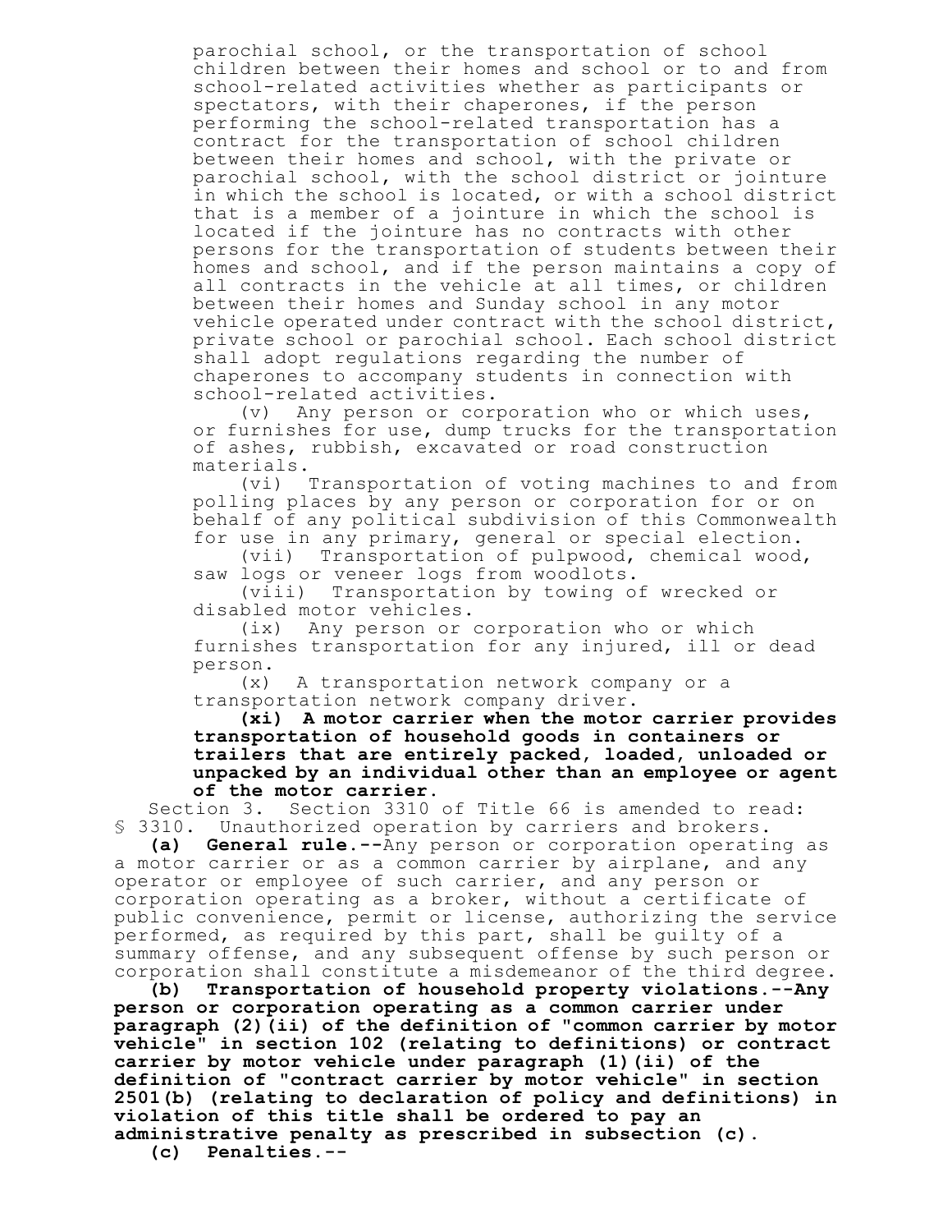parochial school, or the transportation of school children between their homes and school or to and from school-related activities whether as participants or spectators, with their chaperones, if the person performing the school-related transportation has a contract for the transportation of school children between their homes and school, with the private or parochial school, with the school district or jointure in which the school is located, or with a school district that is a member of a jointure in which the school is located if the jointure has no contracts with other persons for the transportation of students between their homes and school, and if the person maintains a copy of all contracts in the vehicle at all times, or children between their homes and Sunday school in any motor vehicle operated under contract with the school district, private school or parochial school. Each school district shall adopt regulations regarding the number of chaperones to accompany students in connection with school-related activities.

(v) Any person or corporation who or which uses, or furnishes for use, dump trucks for the transportation of ashes, rubbish, excavated or road construction materials.

(vi) Transportation of voting machines to and from polling places by any person or corporation for or on behalf of any political subdivision of this Commonwealth for use in any primary, general or special election.

(vii) Transportation of pulpwood, chemical wood, saw logs or veneer logs from woodlots.

(viii) Transportation by towing of wrecked or disabled motor vehicles.

(ix) Any person or corporation who or which furnishes transportation for any injured, ill or dead person.

(x) A transportation network company or a transportation network company driver.

**(xi) A motor carrier when the motor carrier provides transportation of household goods in containers or trailers that are entirely packed, loaded, unloaded or unpacked by an individual other than an employee or agent of the motor carrier.**

Section 3. Section 3310 of Title 66 is amended to read:

§ 3310. Unauthorized operation by carriers and brokers.

**(a) General rule.--**Any person or corporation operating as a motor carrier or as a common carrier by airplane, and any operator or employee of such carrier, and any person or corporation operating as a broker, without a certificate of public convenience, permit or license, authorizing the service performed, as required by this part, shall be guilty of a summary offense, and any subsequent offense by such person or corporation shall constitute a misdemeanor of the third degree.

**(b) Transportation of household property violations.--Any person or corporation operating as a common carrier under paragraph (2)(ii) of the definition of "common carrier by motor vehicle" in section 102 (relating to definitions) or contract carrier by motor vehicle under paragraph (1)(ii) of the definition of "contract carrier by motor vehicle" in section 2501(b) (relating to declaration of policy and definitions) in violation of this title shall be ordered to pay an administrative penalty as prescribed in subsection (c).**

**(c) Penalties.--**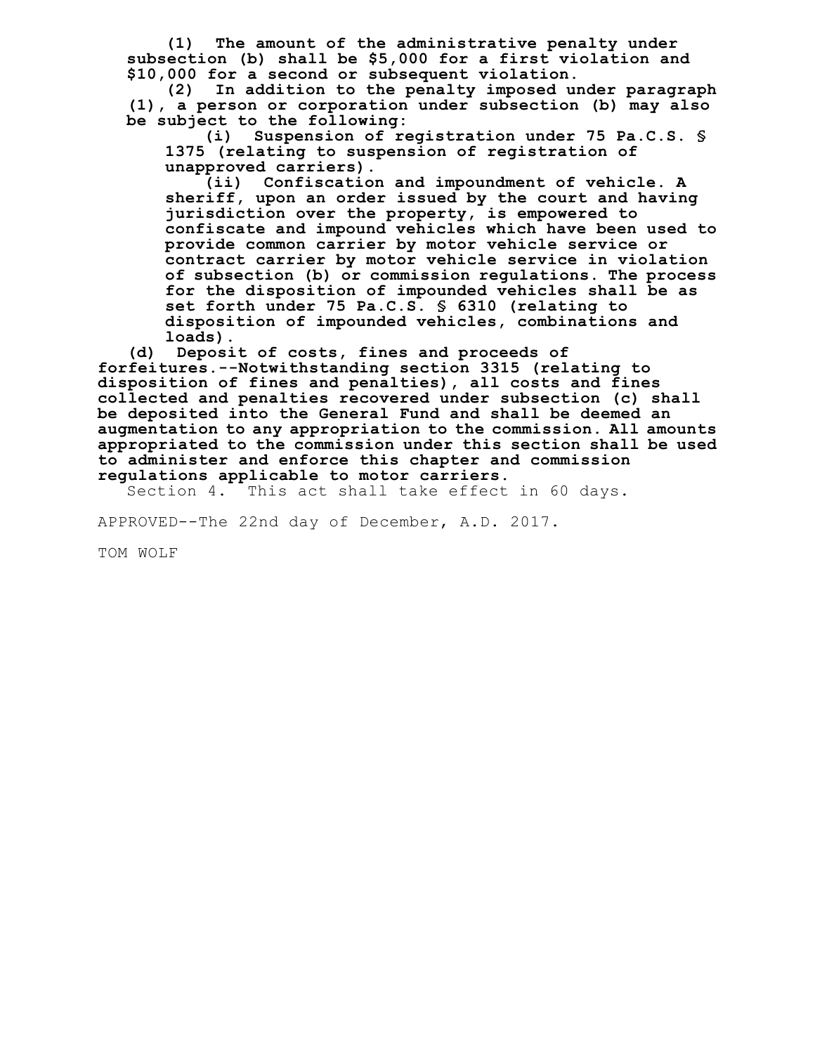**(1) The amount of the administrative penalty under subsection (b) shall be $5,000 for a first violation and $10,000 for a second or subsequent violation.**

**(2) In addition to the penalty imposed under paragraph (1), a person or corporation under subsection (b) may also be subject to the following:**

**(i) Suspension of registration under 75 Pa.C.S. § 1375 (relating to suspension of registration of unapproved carriers).**

**(ii) Confiscation and impoundment of vehicle. A sheriff, upon an order issued by the court and having jurisdiction over the property, is empowered to confiscate and impound vehicles which have been used to provide common carrier by motor vehicle service or contract carrier by motor vehicle service in violation of subsection (b) or commission regulations. The process for the disposition of impounded vehicles shall be as set forth under 75 Pa.C.S. § 6310 (relating to disposition of impounded vehicles, combinations and loads).**

**(d) Deposit of costs, fines and proceeds of forfeitures.--Notwithstanding section 3315 (relating to disposition of fines and penalties), all costs and fines collected and penalties recovered under subsection (c) shall be deposited into the General Fund and shall be deemed an augmentation to any appropriation to the commission. All amounts appropriated to the commission under this section shall be used to administer and enforce this chapter and commission regulations applicable to motor carriers.**

Section 4. This act shall take effect in 60 days.

APPROVED--The 22nd day of December, A.D. 2017.

TOM WOLF